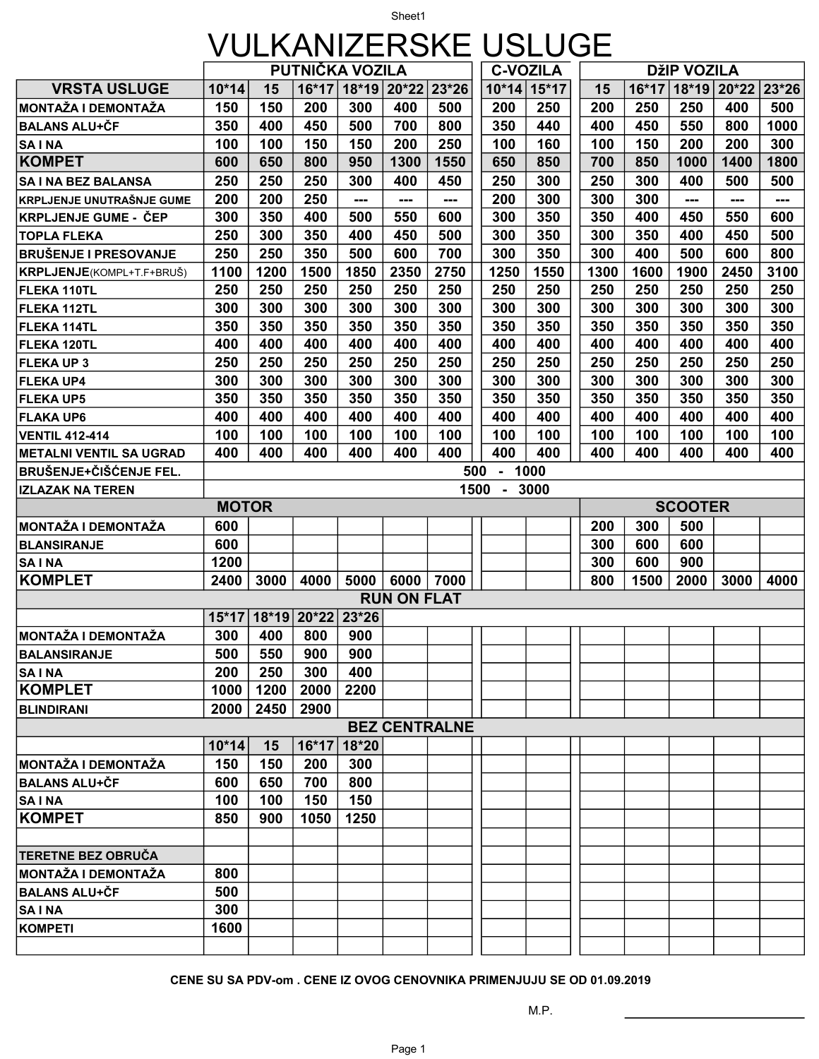# VULKANIZERSKE USLUGE

| VRSTA USLUGE | PUTNIČKA VOZILA | | | | | | C-VOZILA | | DžIP VOZILA | | | | |
|---|---|---|---|---|---|---|---|---|---|---|---|---|---|
| | 10*14 | 15 | 16*17 | 18*19 | 20*22 | 23*26 | 10*14 | 15*17 | 15 | 16*17 | 18*19 | 20*22 | 23*26 |
| MONTAŽA I DEMONTAŽA | 150 | 150 | 200 | 300 | 400 | 500 | 200 | 250 | 200 | 250 | 250 | 400 | 500 |
| BALANS ALU+ČF | 350 | 400 | 450 | 500 | 700 | 800 | 350 | 440 | 400 | 450 | 550 | 800 | 1000 |
| SA I NA | 100 | 100 | 150 | 150 | 200 | 250 | 100 | 160 | 100 | 150 | 200 | 200 | 300 |
| KOMPET | 600 | 650 | 800 | 950 | 1300 | 1550 | 650 | 850 | 700 | 850 | 1000 | 1400 | 1800 |
| SA I NA BEZ BALANSA | 250 | 250 | 250 | 300 | 400 | 450 | 250 | 300 | 250 | 300 | 400 | 500 | 500 |
| KRPLJENJE UNUTRAŠNJE GUME | 200 | 200 | 250 | --- | --- | --- | 200 | 300 | 300 | 300 | --- | --- | --- |
| KRPLJENJE GUME - ČEP | 300 | 350 | 400 | 500 | 550 | 600 | 300 | 350 | 350 | 400 | 450 | 550 | 600 |
| TOPLA FLEKA | 250 | 300 | 350 | 400 | 450 | 500 | 300 | 350 | 300 | 350 | 400 | 450 | 500 |
| BRUŠENJE I PRESOVANJE | 250 | 250 | 350 | 500 | 600 | 700 | 300 | 350 | 300 | 400 | 500 | 600 | 800 |
| KRPLJENJE(KOMPL+T.F+BRUŠ) | 1100 | 1200 | 1500 | 1850 | 2350 | 2750 | 1250 | 1550 | 1300 | 1600 | 1900 | 2450 | 3100 |
| FLEKA 110TL | 250 | 250 | 250 | 250 | 250 | 250 | 250 | 250 | 250 | 250 | 250 | 250 | 250 |
| FLEKA 112TL | 300 | 300 | 300 | 300 | 300 | 300 | 300 | 300 | 300 | 300 | 300 | 300 | 300 |
| FLEKA 114TL | 350 | 350 | 350 | 350 | 350 | 350 | 350 | 350 | 350 | 350 | 350 | 350 | 350 |
| FLEKA 120TL | 400 | 400 | 400 | 400 | 400 | 400 | 400 | 400 | 400 | 400 | 400 | 400 | 400 |
| FLEKA UP 3 | 250 | 250 | 250 | 250 | 250 | 250 | 250 | 250 | 250 | 250 | 250 | 250 | 250 |
| FLEKA UP4 | 300 | 300 | 300 | 300 | 300 | 300 | 300 | 300 | 300 | 300 | 300 | 300 | 300 |
| FLEKA UP5 | 350 | 350 | 350 | 350 | 350 | 350 | 350 | 350 | 350 | 350 | 350 | 350 | 350 |
| FLAKA UP6 | 400 | 400 | 400 | 400 | 400 | 400 | 400 | 400 | 400 | 400 | 400 | 400 | 400 |
| VENTIL 412-414 | 100 | 100 | 100 | 100 | 100 | 100 | 100 | 100 | 100 | 100 | 100 | 100 | 100 |
| METALNI VENTIL SA UGRAD | 400 | 400 | 400 | 400 | 400 | 400 | 400 | 400 | 400 | 400 | 400 | 400 | 400 |
| BRUŠENJE+ČIŠĆENJE FEL. | 500 - 1000 | | | | | | | | | | | | |
| IZLAZAK NA TEREN | 1500 - 3000 | | | | | | | | | | | | |
| **MOTOR** | | | | | | | | | **SCOOTER** | | | | |
| MONTAŽA I DEMONTAŽA | 600 | | | | | | | | 200 | 300 | 500 | | |
| BLANSIRANJE | 600 | | | | | | | | 300 | 600 | 600 | | |
| SA I NA | 1200 | | | | | | | | 300 | 600 | 900 | | |
| KOMPLET | 2400 | 3000 | 4000 | 5000 | 6000 | 7000 | | | 800 | 1500 | 2000 | 3000 | 4000 |
| **RUN ON FLAT** | | | | | | | | | | | | | |
| | 15*17 | 18*19 | 20*22 | 23*26 | | | | | | | | | |
| MONTAŽA I DEMONTAŽA | 300 | 400 | 800 | 900 | | | | | | | | | |
| BALANSIRANJE | 500 | 550 | 900 | 900 | | | | | | | | | |
| SA I NA | 200 | 250 | 300 | 400 | | | | | | | | | |
| KOMPLET | 1000 | 1200 | 2000 | 2200 | | | | | | | | | |
| BLINDIRANI | 2000 | 2450 | 2900 | | | | | | | | | | |
| **BEZ CENTRALNE** | | | | | | | | | | | | | |
| | 10*14 | 15 | 16*17 | 18*20 | | | | | | | | | |
| MONTAŽA I DEMONTAŽA | 150 | 150 | 200 | 300 | | | | | | | | | |
| BALANS ALU+ČF | 600 | 650 | 700 | 800 | | | | | | | | | |
| SA I NA | 100 | 100 | 150 | 150 | | | | | | | | | |
| KOMPET | 850 | 900 | 1050 | 1250 | | | | | | | | | |
| | | | | | | | | | | | | | |
| TERETNE BEZ OBRUČA | | | | | | | | | | | | | |
| MONTAŽA I DEMONTAŽA | 800 | | | | | | | | | | | | |
| BALANS ALU+ČF | 500 | | | | | | | | | | | | |
| SA I NA | 300 | | | | | | | | | | | | |
| KOMPETI | 1600 | | | | | | | | | | | | |

**CENE SU SA PDV-om . CENE IZ OVOG CENOVNIKA PRIMENJUJU SE OD 01.09.2019**

M.P.